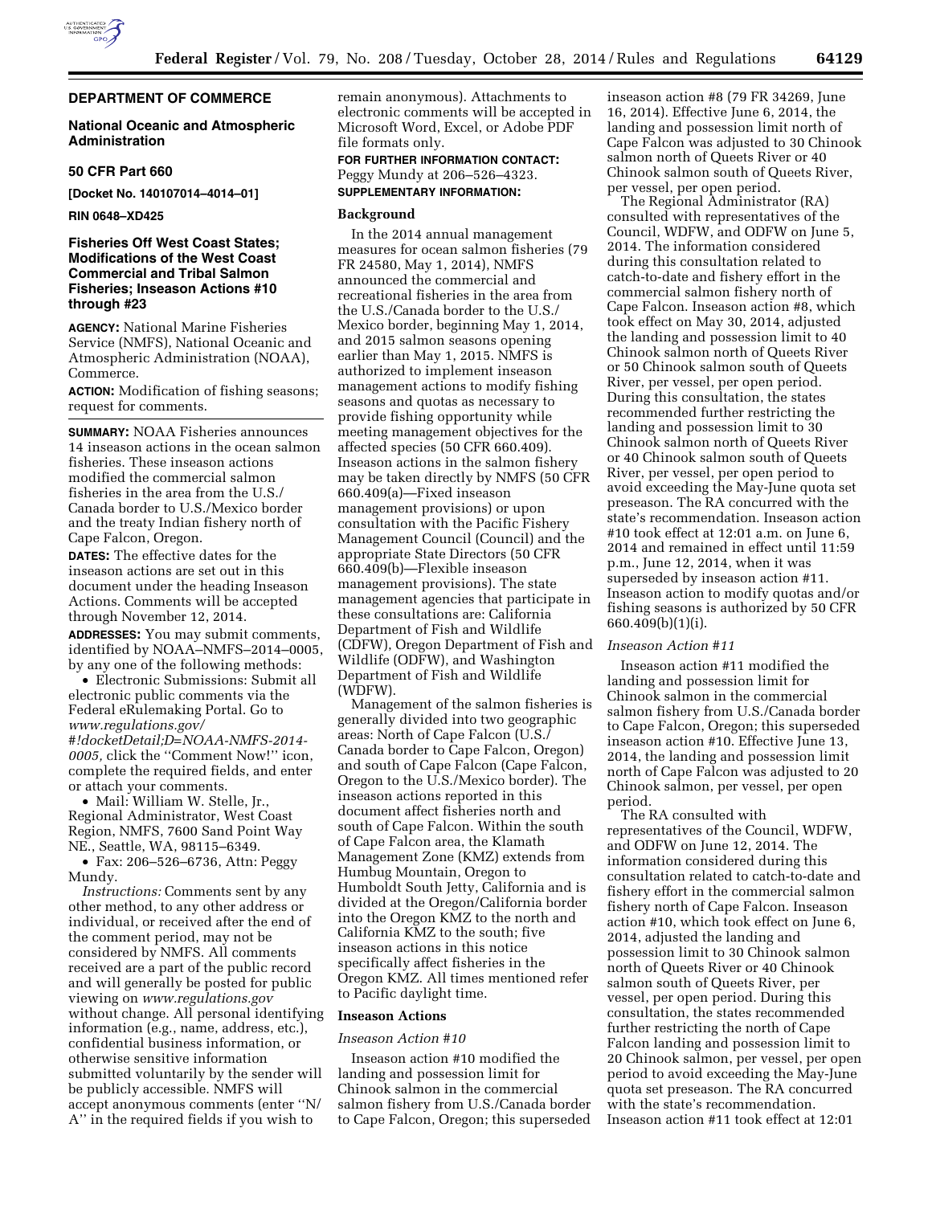**DEPARTMENT OF COMMERCE**

**National Oceanic and Atmospheric Administration**

**50 CFR Part 660**

**[Docket No. 140107014–4014–01]**

**RIN 0648–XD425**

## Fisheries Off West Coast States; Modifications of the West Coast Commercial and Tribal Salmon Fisheries; Inseason Actions #10 through #23

**AGENCY:** National Marine Fisheries Service (NMFS), National Oceanic and Atmospheric Administration (NOAA), Commerce.

**ACTION:** Modification of fishing seasons; request for comments.

**SUMMARY:** NOAA Fisheries announces 14 inseason actions in the ocean salmon fisheries. These inseason actions modified the commercial salmon fisheries in the area from the U.S./Canada border to U.S./Mexico border and the treaty Indian fishery north of Cape Falcon, Oregon.

**DATES:** The effective dates for the inseason actions are set out in this document under the heading Inseason Actions. Comments will be accepted through November 12, 2014.

**ADDRESSES:** You may submit comments, identified by NOAA–NMFS–2014–0005, by any one of the following methods:

- Electronic Submissions: Submit all electronic public comments via the Federal eRulemaking Portal. Go to *www.regulations.gov/#!docketDetail;D=NOAA-NMFS-2014-0005,* click the "Comment Now!" icon, complete the required fields, and enter or attach your comments.
- Mail: William W. Stelle, Jr., Regional Administrator, West Coast Region, NMFS, 7600 Sand Point Way NE., Seattle, WA, 98115–6349.
- Fax: 206–526–6736, Attn: Peggy Mundy.

*Instructions:* Comments sent by any other method, to any other address or individual, or received after the end of the comment period, may not be considered by NMFS. All comments received are a part of the public record and will generally be posted for public viewing on *www.regulations.gov* without change. All personal identifying information (e.g., name, address, etc.), confidential business information, or otherwise sensitive information submitted voluntarily by the sender will be publicly accessible. NMFS will accept anonymous comments (enter "N/A" in the required fields if you wish to remain anonymous). Attachments to electronic comments will be accepted in Microsoft Word, Excel, or Adobe PDF file formats only.

**FOR FURTHER INFORMATION CONTACT:** Peggy Mundy at 206–526–4323.

**SUPPLEMENTARY INFORMATION:**

### Background

In the 2014 annual management measures for ocean salmon fisheries (79 FR 24580, May 1, 2014), NMFS announced the commercial and recreational fisheries in the area from the U.S./Canada border to the U.S./Mexico border, beginning May 1, 2014, and 2015 salmon seasons opening earlier than May 1, 2015. NMFS is authorized to implement inseason management actions to modify fishing seasons and quotas as necessary to provide fishing opportunity while meeting management objectives for the affected species (50 CFR 660.409). Inseason actions in the salmon fishery may be taken directly by NMFS (50 CFR 660.409(a)—Fixed inseason management provisions) or upon consultation with the Pacific Fishery Management Council (Council) and the appropriate State Directors (50 CFR 660.409(b)—Flexible inseason management provisions). The state management agencies that participate in these consultations are: California Department of Fish and Wildlife (CDFW), Oregon Department of Fish and Wildlife (ODFW), and Washington Department of Fish and Wildlife (WDFW).

Management of the salmon fisheries is generally divided into two geographic areas: North of Cape Falcon (U.S./Canada border to Cape Falcon, Oregon) and south of Cape Falcon (Cape Falcon, Oregon to the U.S./Mexico border). The inseason actions reported in this document affect fisheries north and south of Cape Falcon. Within the south of Cape Falcon area, the Klamath Management Zone (KMZ) extends from Humbug Mountain, Oregon to Humboldt South Jetty, California and is divided at the Oregon/California border into the Oregon KMZ to the north and California KMZ to the south; five inseason actions in this notice specifically affect fisheries in the Oregon KMZ. All times mentioned refer to Pacific daylight time.

### Inseason Actions

*Inseason Action #10*

Inseason action #10 modified the landing and possession limit for Chinook salmon in the commercial salmon fishery from U.S./Canada border to Cape Falcon, Oregon; this superseded inseason action #8 (79 FR 34269, June 16, 2014). Effective June 6, 2014, the landing and possession limit north of Cape Falcon was adjusted to 30 Chinook salmon north of Queets River or 40 Chinook salmon south of Queets River, per vessel, per open period.

The Regional Administrator (RA) consulted with representatives of the Council, WDFW, and ODFW on June 5, 2014. The information considered during this consultation related to catch-to-date and fishery effort in the commercial salmon fishery north of Cape Falcon. Inseason action #8, which took effect on May 30, 2014, adjusted the landing and possession limit to 40 Chinook salmon north of Queets River or 50 Chinook salmon south of Queets River, per vessel, per open period. During this consultation, the states recommended further restricting the landing and possession limit to 30 Chinook salmon north of Queets River or 40 Chinook salmon south of Queets River, per vessel, per open period to avoid exceeding the May-June quota set preseason. The RA concurred with the state's recommendation. Inseason action #10 took effect at 12:01 a.m. on June 6, 2014 and remained in effect until 11:59 p.m., June 12, 2014, when it was superseded by inseason action #11. Inseason action to modify quotas and/or fishing seasons is authorized by 50 CFR 660.409(b)(1)(i).

*Inseason Action #11*

Inseason action #11 modified the landing and possession limit for Chinook salmon in the commercial salmon fishery from U.S./Canada border to Cape Falcon, Oregon; this superseded inseason action #10. Effective June 13, 2014, the landing and possession limit north of Cape Falcon was adjusted to 20 Chinook salmon, per vessel, per open period.

The RA consulted with representatives of the Council, WDFW, and ODFW on June 12, 2014. The information considered during this consultation related to catch-to-date and fishery effort in the commercial salmon fishery north of Cape Falcon. Inseason action #10, which took effect on June 6, 2014, adjusted the landing and possession limit to 30 Chinook salmon north of Queets River or 40 Chinook salmon south of Queets River, per vessel, per open period. During this consultation, the states recommended further restricting the north of Cape Falcon landing and possession limit to 20 Chinook salmon, per vessel, per open period to avoid exceeding the May-June quota set preseason. The RA concurred with the state's recommendation. Inseason action #11 took effect at 12:01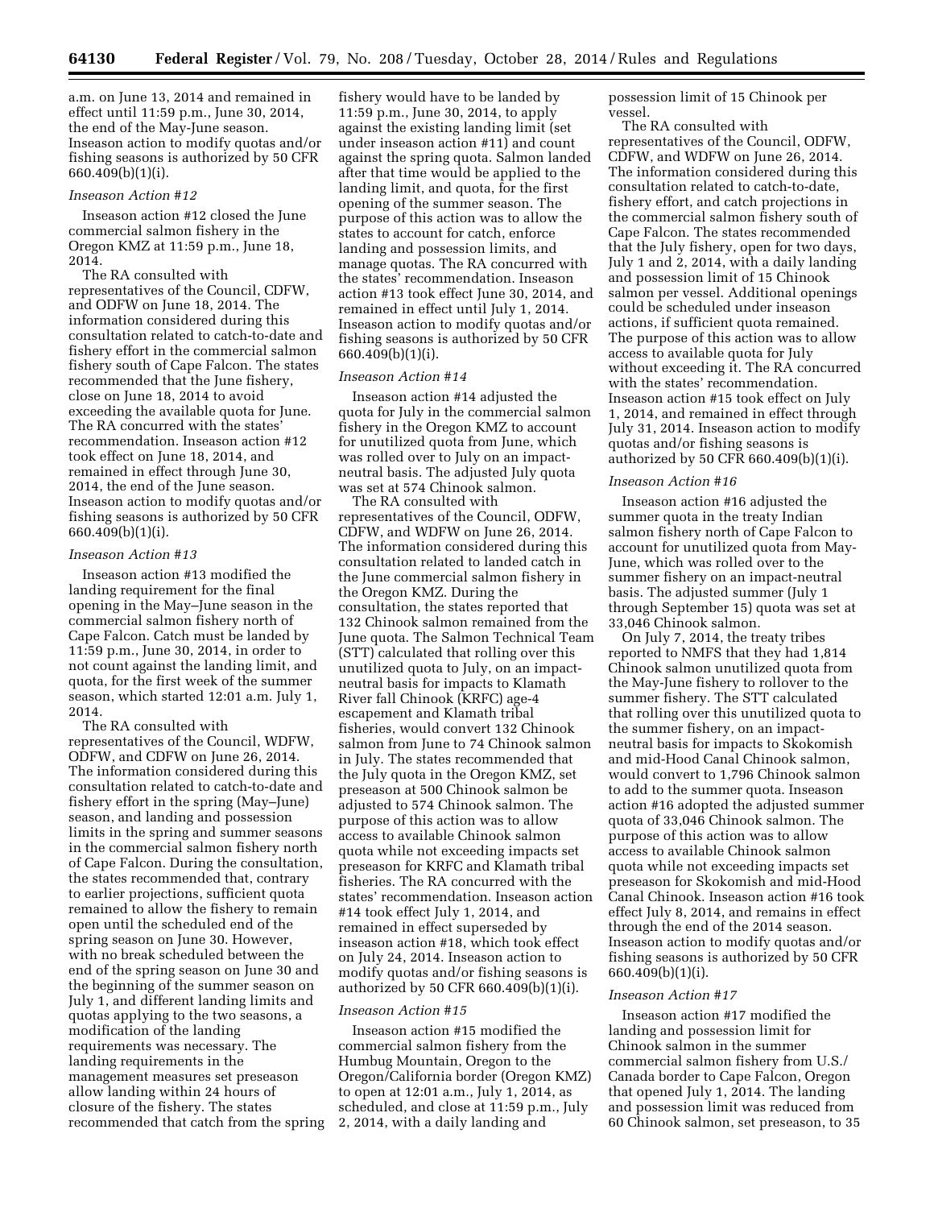a.m. on June 13, 2014 and remained in effect until 11:59 p.m., June 30, 2014, the end of the May-June season. Inseason action to modify quotas and/or fishing seasons is authorized by 50 CFR 660.409(b)(1)(i).

*Inseason Action #12*

Inseason action #12 closed the June commercial salmon fishery in the Oregon KMZ at 11:59 p.m., June 18, 2014.

The RA consulted with representatives of the Council, CDFW, and ODFW on June 18, 2014. The information considered during this consultation related to catch-to-date and fishery effort in the commercial salmon fishery south of Cape Falcon. The states recommended that the June fishery, close on June 18, 2014 to avoid exceeding the available quota for June. The RA concurred with the states' recommendation. Inseason action #12 took effect on June 18, 2014, and remained in effect through June 30, 2014, the end of the June season. Inseason action to modify quotas and/or fishing seasons is authorized by 50 CFR 660.409(b)(1)(i).

*Inseason Action #13*

Inseason action #13 modified the landing requirement for the final opening in the May–June season in the commercial salmon fishery north of Cape Falcon. Catch must be landed by 11:59 p.m., June 30, 2014, in order to not count against the landing limit, and quota, for the first week of the summer season, which started 12:01 a.m. July 1, 2014.

The RA consulted with representatives of the Council, WDFW, ODFW, and CDFW on June 26, 2014. The information considered during this consultation related to catch-to-date and fishery effort in the spring (May–June) season, and landing and possession limits in the spring and summer seasons in the commercial salmon fishery north of Cape Falcon. During the consultation, the states recommended that, contrary to earlier projections, sufficient quota remained to allow the fishery to remain open until the scheduled end of the spring season on June 30. However, with no break scheduled between the end of the spring season on June 30 and the beginning of the summer season on July 1, and different landing limits and quotas applying to the two seasons, a modification of the landing requirements was necessary. The landing requirements in the management measures set preseason allow landing within 24 hours of closure of the fishery. The states recommended that catch from the spring fishery would have to be landed by 11:59 p.m., June 30, 2014, to apply against the existing landing limit (set under inseason action #11) and count against the spring quota. Salmon landed after that time would be applied to the landing limit, and quota, for the first opening of the summer season. The purpose of this action was to allow the states to account for catch, enforce landing and possession limits, and manage quotas. The RA concurred with the states' recommendation. Inseason action #13 took effect June 30, 2014, and remained in effect until July 1, 2014. Inseason action to modify quotas and/or fishing seasons is authorized by 50 CFR 660.409(b)(1)(i).

*Inseason Action #14*

Inseason action #14 adjusted the quota for July in the commercial salmon fishery in the Oregon KMZ to account for unutilized quota from June, which was rolled over to July on an impact-neutral basis. The adjusted July quota was set at 574 Chinook salmon.

The RA consulted with representatives of the Council, ODFW, CDFW, and WDFW on June 26, 2014. The information considered during this consultation related to landed catch in the June commercial salmon fishery in the Oregon KMZ. During the consultation, the states reported that 132 Chinook salmon remained from the June quota. The Salmon Technical Team (STT) calculated that rolling over this unutilized quota to July, on an impact-neutral basis for impacts to Klamath River fall Chinook (KRFC) age-4 escapement and Klamath tribal fisheries, would convert 132 Chinook salmon from June to 74 Chinook salmon in July. The states recommended that the July quota in the Oregon KMZ, set preseason at 500 Chinook salmon be adjusted to 574 Chinook salmon. The purpose of this action was to allow access to available Chinook salmon quota while not exceeding impacts set preseason for KRFC and Klamath tribal fisheries. The RA concurred with the states' recommendation. Inseason action #14 took effect July 1, 2014, and remained in effect superseded by inseason action #18, which took effect on July 24, 2014. Inseason action to modify quotas and/or fishing seasons is authorized by 50 CFR 660.409(b)(1)(i).

*Inseason Action #15*

Inseason action #15 modified the commercial salmon fishery from the Humbug Mountain, Oregon to the Oregon/California border (Oregon KMZ) to open at 12:01 a.m., July 1, 2014, as scheduled, and close at 11:59 p.m., July 2, 2014, with a daily landing and possession limit of 15 Chinook per vessel.

The RA consulted with representatives of the Council, ODFW, CDFW, and WDFW on June 26, 2014. The information considered during this consultation related to catch-to-date, fishery effort, and catch projections in the commercial salmon fishery south of Cape Falcon. The states recommended that the July fishery, open for two days, July 1 and 2, 2014, with a daily landing and possession limit of 15 Chinook salmon per vessel. Additional openings could be scheduled under inseason actions, if sufficient quota remained. The purpose of this action was to allow access to available quota for July without exceeding it. The RA concurred with the states' recommendation. Inseason action #15 took effect on July 1, 2014, and remained in effect through July 31, 2014. Inseason action to modify quotas and/or fishing seasons is authorized by 50 CFR 660.409(b)(1)(i).

*Inseason Action #16*

Inseason action #16 adjusted the summer quota in the treaty Indian salmon fishery north of Cape Falcon to account for unutilized quota from May-June, which was rolled over to the summer fishery on an impact-neutral basis. The adjusted summer (July 1 through September 15) quota was set at 33,046 Chinook salmon.

On July 7, 2014, the treaty tribes reported to NMFS that they had 1,814 Chinook salmon unutilized quota from the May-June fishery to rollover to the summer fishery. The STT calculated that rolling over this unutilized quota to the summer fishery, on an impact-neutral basis for impacts to Skokomish and mid-Hood Canal Chinook salmon, would convert to 1,796 Chinook salmon to add to the summer quota. Inseason action #16 adopted the adjusted summer quota of 33,046 Chinook salmon. The purpose of this action was to allow access to available Chinook salmon quota while not exceeding impacts set preseason for Skokomish and mid-Hood Canal Chinook. Inseason action #16 took effect July 8, 2014, and remains in effect through the end of the 2014 season. Inseason action to modify quotas and/or fishing seasons is authorized by 50 CFR 660.409(b)(1)(i).

*Inseason Action #17*

Inseason action #17 modified the landing and possession limit for Chinook salmon in the summer commercial salmon fishery from U.S./Canada border to Cape Falcon, Oregon that opened July 1, 2014. The landing and possession limit was reduced from 60 Chinook salmon, set preseason, to 35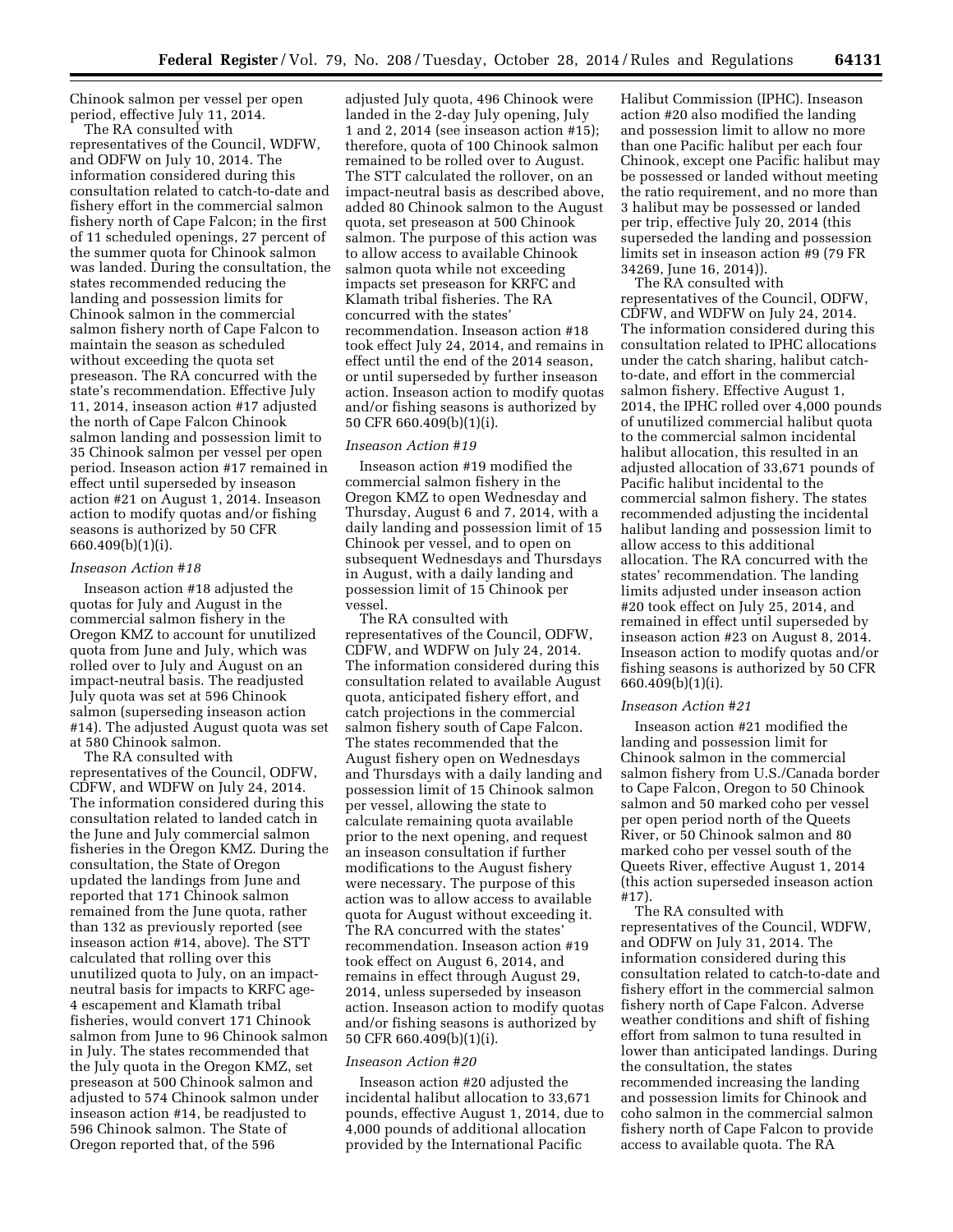Chinook salmon per vessel per open period, effective July 11, 2014.

The RA consulted with representatives of the Council, WDFW, and ODFW on July 10, 2014. The information considered during this consultation related to catch-to-date and fishery effort in the commercial salmon fishery north of Cape Falcon; in the first of 11 scheduled openings, 27 percent of the summer quota for Chinook salmon was landed. During the consultation, the states recommended reducing the landing and possession limits for Chinook salmon in the commercial salmon fishery north of Cape Falcon to maintain the season as scheduled without exceeding the quota set preseason. The RA concurred with the state's recommendation. Effective July 11, 2014, inseason action #17 adjusted the north of Cape Falcon Chinook salmon landing and possession limit to 35 Chinook salmon per vessel per open period. Inseason action #17 remained in effect until superseded by inseason action #21 on August 1, 2014. Inseason action to modify quotas and/or fishing seasons is authorized by 50 CFR 660.409(b)(1)(i).

*Inseason Action #18*

Inseason action #18 adjusted the quotas for July and August in the commercial salmon fishery in the Oregon KMZ to account for unutilized quota from June and July, which was rolled over to July and August on an impact-neutral basis. The readjusted July quota was set at 596 Chinook salmon (superseding inseason action #14). The adjusted August quota was set at 580 Chinook salmon.

The RA consulted with representatives of the Council, ODFW, CDFW, and WDFW on July 24, 2014. The information considered during this consultation related to landed catch in the June and July commercial salmon fisheries in the Oregon KMZ. During the consultation, the State of Oregon updated the landings from June and reported that 171 Chinook salmon remained from the June quota, rather than 132 as previously reported (see inseason action #14, above). The STT calculated that rolling over this unutilized quota to July, on an impact-neutral basis for impacts to KRFC age-4 escapement and Klamath tribal fisheries, would convert 171 Chinook salmon from June to 96 Chinook salmon in July. The states recommended that the July quota in the Oregon KMZ, set preseason at 500 Chinook salmon and adjusted to 574 Chinook salmon under inseason action #14, be readjusted to 596 Chinook salmon. The State of Oregon reported that, of the 596 adjusted July quota, 496 Chinook were landed in the 2-day July opening, July 1 and 2, 2014 (see inseason action #15); therefore, quota of 100 Chinook salmon remained to be rolled over to August. The STT calculated the rollover, on an impact-neutral basis as described above, added 80 Chinook salmon to the August quota, set preseason at 500 Chinook salmon. The purpose of this action was to allow access to available Chinook salmon quota while not exceeding impacts set preseason for KRFC and Klamath tribal fisheries. The RA concurred with the states' recommendation. Inseason action #18 took effect July 24, 2014, and remains in effect until the end of the 2014 season, or until superseded by further inseason action. Inseason action to modify quotas and/or fishing seasons is authorized by 50 CFR 660.409(b)(1)(i).

*Inseason Action #19*

Inseason action #19 modified the commercial salmon fishery in the Oregon KMZ to open Wednesday and Thursday, August 6 and 7, 2014, with a daily landing and possession limit of 15 Chinook per vessel, and to open on subsequent Wednesdays and Thursdays in August, with a daily landing and possession limit of 15 Chinook per vessel.

The RA consulted with representatives of the Council, ODFW, CDFW, and WDFW on July 24, 2014. The information considered during this consultation related to available August quota, anticipated fishery effort, and catch projections in the commercial salmon fishery south of Cape Falcon. The states recommended that the August fishery open on Wednesdays and Thursdays with a daily landing and possession limit of 15 Chinook salmon per vessel, allowing the state to calculate remaining quota available prior to the next opening, and request an inseason consultation if further modifications to the August fishery were necessary. The purpose of this action was to allow access to available quota for August without exceeding it. The RA concurred with the states' recommendation. Inseason action #19 took effect on August 6, 2014, and remains in effect through August 29, 2014, unless superseded by inseason action. Inseason action to modify quotas and/or fishing seasons is authorized by 50 CFR 660.409(b)(1)(i).

*Inseason Action #20*

Inseason action #20 adjusted the incidental halibut allocation to 33,671 pounds, effective August 1, 2014, due to 4,000 pounds of additional allocation provided by the International Pacific Halibut Commission (IPHC). Inseason action #20 also modified the landing and possession limit to allow no more than one Pacific halibut per each four Chinook, except one Pacific halibut may be possessed or landed without meeting the ratio requirement, and no more than 3 halibut may be possessed or landed per trip, effective July 20, 2014 (this superseded the landing and possession limits set in inseason action #9 (79 FR 34269, June 16, 2014)).

The RA consulted with representatives of the Council, ODFW, CDFW, and WDFW on July 24, 2014. The information considered during this consultation related to IPHC allocations under the catch sharing, halibut catch-to-date, and effort in the commercial salmon fishery. Effective August 1, 2014, the IPHC rolled over 4,000 pounds of unutilized commercial halibut quota to the commercial salmon incidental halibut allocation, this resulted in an adjusted allocation of 33,671 pounds of Pacific halibut incidental to the commercial salmon fishery. The states recommended adjusting the incidental halibut landing and possession limit to allow access to this additional allocation. The RA concurred with the states' recommendation. The landing limits adjusted under inseason action #20 took effect on July 25, 2014, and remained in effect until superseded by inseason action #23 on August 8, 2014. Inseason action to modify quotas and/or fishing seasons is authorized by 50 CFR 660.409(b)(1)(i).

*Inseason Action #21*

Inseason action #21 modified the landing and possession limit for Chinook salmon in the commercial salmon fishery from U.S./Canada border to Cape Falcon, Oregon to 50 Chinook salmon and 50 marked coho per vessel per open period north of the Queets River, or 50 Chinook salmon and 80 marked coho per vessel south of the Queets River, effective August 1, 2014 (this action superseded inseason action #17).

The RA consulted with representatives of the Council, WDFW, and ODFW on July 31, 2014. The information considered during this consultation related to catch-to-date and fishery effort in the commercial salmon fishery north of Cape Falcon. Adverse weather conditions and shift of fishing effort from salmon to tuna resulted in lower than anticipated landings. During the consultation, the states recommended increasing the landing and possession limits for Chinook and coho salmon in the commercial salmon fishery north of Cape Falcon to provide access to available quota. The RA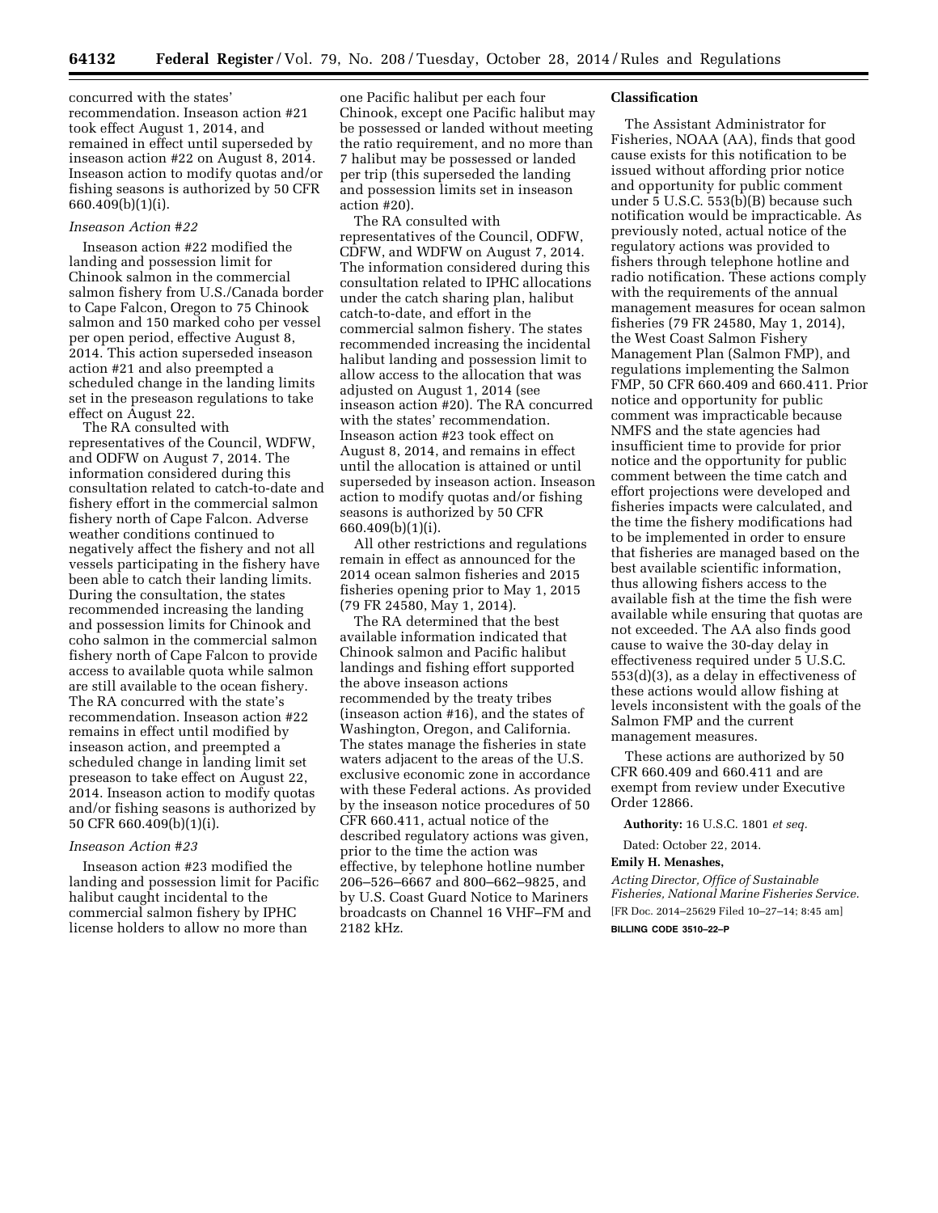concurred with the states' recommendation. Inseason action #21 took effect August 1, 2014, and remained in effect until superseded by inseason action #22 on August 8, 2014. Inseason action to modify quotas and/or fishing seasons is authorized by 50 CFR 660.409(b)(1)(i).

*Inseason Action #22*

Inseason action #22 modified the landing and possession limit for Chinook salmon in the commercial salmon fishery from U.S./Canada border to Cape Falcon, Oregon to 75 Chinook salmon and 150 marked coho per vessel per open period, effective August 8, 2014. This action superseded inseason action #21 and also preempted a scheduled change in the landing limits set in the preseason regulations to take effect on August 22.

The RA consulted with representatives of the Council, WDFW, and ODFW on August 7, 2014. The information considered during this consultation related to catch-to-date and fishery effort in the commercial salmon fishery north of Cape Falcon. Adverse weather conditions continued to negatively affect the fishery and not all vessels participating in the fishery have been able to catch their landing limits. During the consultation, the states recommended increasing the landing and possession limits for Chinook and coho salmon in the commercial salmon fishery north of Cape Falcon to provide access to available quota while salmon are still available to the ocean fishery. The RA concurred with the state's recommendation. Inseason action #22 remains in effect until modified by inseason action, and preempted a scheduled change in landing limit set preseason to take effect on August 22, 2014. Inseason action to modify quotas and/or fishing seasons is authorized by 50 CFR 660.409(b)(1)(i).

*Inseason Action #23*

Inseason action #23 modified the landing and possession limit for Pacific halibut caught incidental to the commercial salmon fishery by IPHC license holders to allow no more than one Pacific halibut per each four Chinook, except one Pacific halibut may be possessed or landed without meeting the ratio requirement, and no more than 7 halibut may be possessed or landed per trip (this superseded the landing and possession limits set in inseason action #20).

The RA consulted with representatives of the Council, ODFW, CDFW, and WDFW on August 7, 2014. The information considered during this consultation related to IPHC allocations under the catch sharing plan, halibut catch-to-date, and effort in the commercial salmon fishery. The states recommended increasing the incidental halibut landing and possession limit to allow access to the allocation that was adjusted on August 1, 2014 (see inseason action #20). The RA concurred with the states' recommendation. Inseason action #23 took effect on August 8, 2014, and remains in effect until the allocation is attained or until superseded by inseason action. Inseason action to modify quotas and/or fishing seasons is authorized by 50 CFR 660.409(b)(1)(i).

All other restrictions and regulations remain in effect as announced for the 2014 ocean salmon fisheries and 2015 fisheries opening prior to May 1, 2015 (79 FR 24580, May 1, 2014).

The RA determined that the best available information indicated that Chinook salmon and Pacific halibut landings and fishing effort supported the above inseason actions recommended by the treaty tribes (inseason action #16), and the states of Washington, Oregon, and California. The states manage the fisheries in state waters adjacent to the areas of the U.S. exclusive economic zone in accordance with these Federal actions. As provided by the inseason notice procedures of 50 CFR 660.411, actual notice of the described regulatory actions was given, prior to the time the action was effective, by telephone hotline number 206–526–6667 and 800–662–9825, and by U.S. Coast Guard Notice to Mariners broadcasts on Channel 16 VHF–FM and 2182 kHz.

**Classification**

The Assistant Administrator for Fisheries, NOAA (AA), finds that good cause exists for this notification to be issued without affording prior notice and opportunity for public comment under 5 U.S.C. 553(b)(B) because such notification would be impracticable. As previously noted, actual notice of the regulatory actions was provided to fishers through telephone hotline and radio notification. These actions comply with the requirements of the annual management measures for ocean salmon fisheries (79 FR 24580, May 1, 2014), the West Coast Salmon Fishery Management Plan (Salmon FMP), and regulations implementing the Salmon FMP, 50 CFR 660.409 and 660.411. Prior notice and opportunity for public comment was impracticable because NMFS and the state agencies had insufficient time to provide for prior notice and the opportunity for public comment between the time catch and effort projections were developed and fisheries impacts were calculated, and the time the fishery modifications had to be implemented in order to ensure that fisheries are managed based on the best available scientific information, thus allowing fishers access to the available fish at the time the fish were available while ensuring that quotas are not exceeded. The AA also finds good cause to waive the 30-day delay in effectiveness required under 5 U.S.C. 553(d)(3), as a delay in effectiveness of these actions would allow fishing at levels inconsistent with the goals of the Salmon FMP and the current management measures.

These actions are authorized by 50 CFR 660.409 and 660.411 and are exempt from review under Executive Order 12866.

**Authority:** 16 U.S.C. 1801 *et seq.*

Dated: October 22, 2014.

**Emily H. Menashes,**

*Acting Director, Office of Sustainable Fisheries, National Marine Fisheries Service.*

[FR Doc. 2014–25629 Filed 10–27–14; 8:45 am]

**BILLING CODE 3510–22–P**